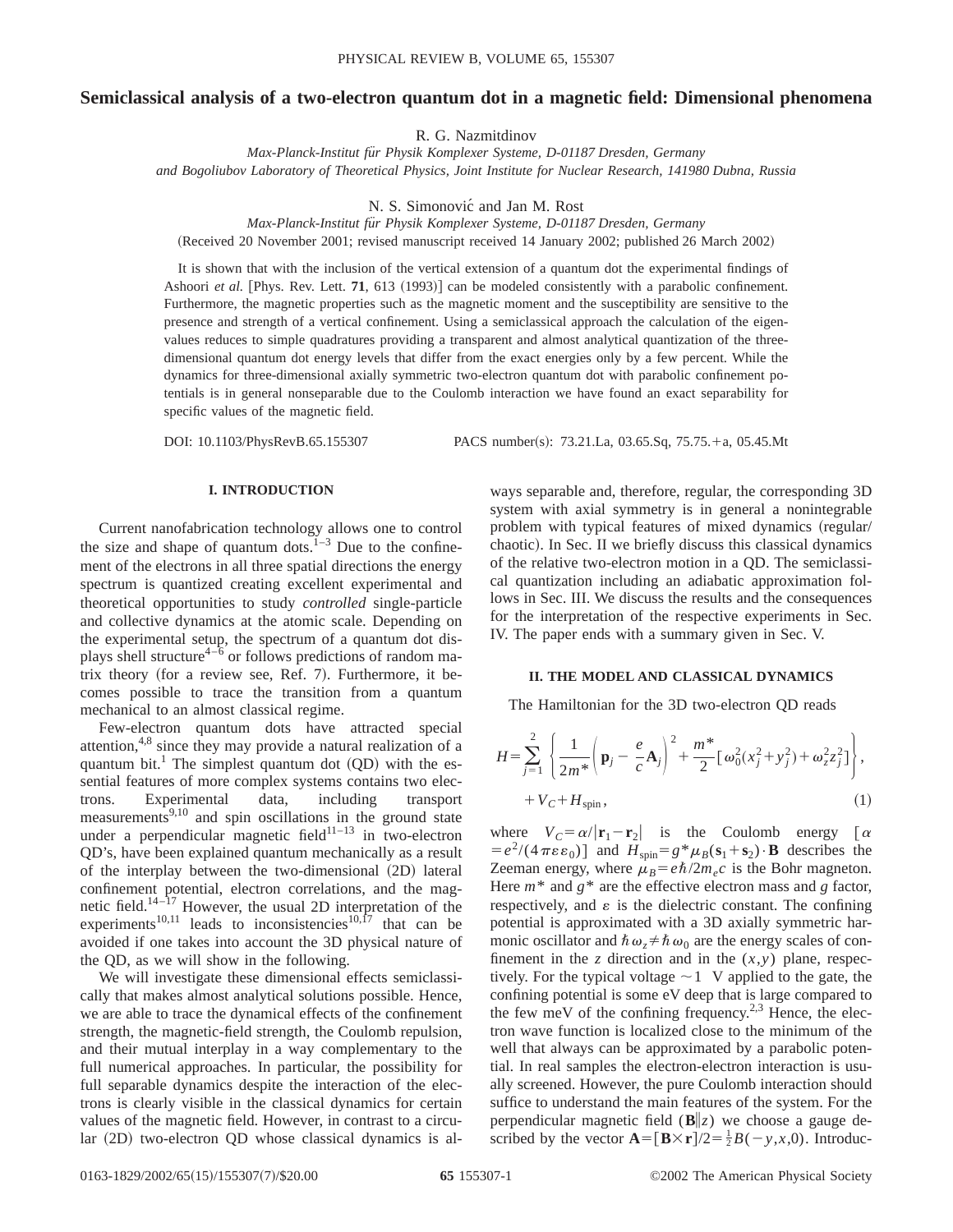# Semiclassical analysis of a two-electron quantum dot in a magnetic field: Dimensional phenomena

R. G. Nazmitdinov

*Max-Planck-Institut für Physik Komplexer Systeme, D-01187 Dresden, Germany*
*and Bogoliubov Laboratory of Theoretical Physics, Joint Institute for Nuclear Research, 141980 Dubna, Russia*

N. S. Simonović and Jan M. Rost

*Max-Planck-Institut für Physik Komplexer Systeme, D-01187 Dresden, Germany*

(Received 20 November 2001; revised manuscript received 14 January 2002; published 26 March 2002)

It is shown that with the inclusion of the vertical extension of a quantum dot the experimental findings of Ashoori *et al.* [Phys. Rev. Lett. **71**, 613 (1993)] can be modeled consistently with a parabolic confinement. Furthermore, the magnetic properties such as the magnetic moment and the susceptibility are sensitive to the presence and strength of a vertical confinement. Using a semiclassical approach the calculation of the eigenvalues reduces to simple quadratures providing a transparent and almost analytical quantization of the three-dimensional quantum dot energy levels that differ from the exact energies only by a few percent. While the dynamics for three-dimensional axially symmetric two-electron quantum dot with parabolic confinement potentials is in general nonseparable due to the Coulomb interaction we have found an exact separability for specific values of the magnetic field.

DOI: 10.1103/PhysRevB.65.155307 PACS number(s): 73.21.La, 03.65.Sq, 75.75.+a, 05.45.Mt

## I. INTRODUCTION

Current nanofabrication technology allows one to control the size and shape of quantum dots.[1–3] Due to the confinement of the electrons in all three spatial directions the energy spectrum is quantized creating excellent experimental and theoretical opportunities to study *controlled* single-particle and collective dynamics at the atomic scale. Depending on the experimental setup, the spectrum of a quantum dot displays shell structure[4–6] or follows predictions of random matrix theory (for a review see, Ref. 7). Furthermore, it becomes possible to trace the transition from a quantum mechanical to an almost classical regime.

Few-electron quantum dots have attracted special attention,[4,8] since they may provide a natural realization of a quantum bit.[1] The simplest quantum dot (QD) with the essential features of more complex systems contains two electrons. Experimental data, including transport measurements[9,10] and spin oscillations in the ground state under a perpendicular magnetic field[11–13] in two-electron QD's, have been explained quantum mechanically as a result of the interplay between the two-dimensional (2D) lateral confinement potential, electron correlations, and the magnetic field.[14–17] However, the usual 2D interpretation of the experiments[10,11] leads to inconsistencies[10,17] that can be avoided if one takes into account the 3D physical nature of the QD, as we will show in the following.

We will investigate these dimensional effects semiclassically that makes almost analytical solutions possible. Hence, we are able to trace the dynamical effects of the confinement strength, the magnetic-field strength, the Coulomb repulsion, and their mutual interplay in a way complementary to the full numerical approaches. In particular, the possibility for full separable dynamics despite the interaction of the electrons is clearly visible in the classical dynamics for certain values of the magnetic field. However, in contrast to a circular (2D) two-electron QD whose classical dynamics is always separable and, therefore, regular, the corresponding 3D system with axial symmetry is in general a nonintegrable problem with typical features of mixed dynamics (regular/chaotic). In Sec. II we briefly discuss this classical dynamics of the relative two-electron motion in a QD. The semiclassical quantization including an adiabatic approximation follows in Sec. III. We discuss the results and the consequences for the interpretation of the respective experiments in Sec. IV. The paper ends with a summary given in Sec. V.

## II. THE MODEL AND CLASSICAL DYNAMICS

The Hamiltonian for the 3D two-electron QD reads

$$H=\sum_{j=1}^{2}\left\{\frac{1}{2m^*}\left(\mathbf{p}_j-\frac{e}{c}\mathbf{A}_j\right)^2+\frac{m^*}{2}\left[\omega_0^2(x_j^2+y_j^2)+\omega_z^2 z_j^2\right]\right\},$$
$$+V_C+H_{\rm spin}, \tag{1}$$

where $V_C=\alpha/|\mathbf{r}_1-\mathbf{r}_2|$ is the Coulomb energy $[\alpha=e^2/(4\pi\varepsilon\varepsilon_0)]$ and $H_{\rm spin}=g^*\mu_B(\mathbf{s}_1+\mathbf{s}_2)\cdot\mathbf{B}$ describes the Zeeman energy, where $\mu_B=e\hbar/2m_ec$ is the Bohr magneton. Here $m^*$ and $g^*$ are the effective electron mass and $g$ factor, respectively, and $\varepsilon$ is the dielectric constant. The confining potential is approximated with a 3D axially symmetric harmonic oscillator and $\hbar\omega_z\neq\hbar\omega_0$ are the energy scales of confinement in the $z$ direction and in the $(x,y)$ plane, respectively. For the typical voltage $\sim 1$ V applied to the gate, the confining potential is some eV deep that is large compared to the few meV of the confining frequency.[2,3] Hence, the electron wave function is localized close to the minimum of the well that always can be approximated by a parabolic potential. In real samples the electron-electron interaction is usually screened. However, the pure Coulomb interaction should suffice to understand the main features of the system. For the perpendicular magnetic field $(\mathbf{B}\|z)$ we choose a gauge described by the vector $\mathbf{A}=[\mathbf{B}\times\mathbf{r}]/2=\frac{1}{2}B(-y,x,0)$. Introduc-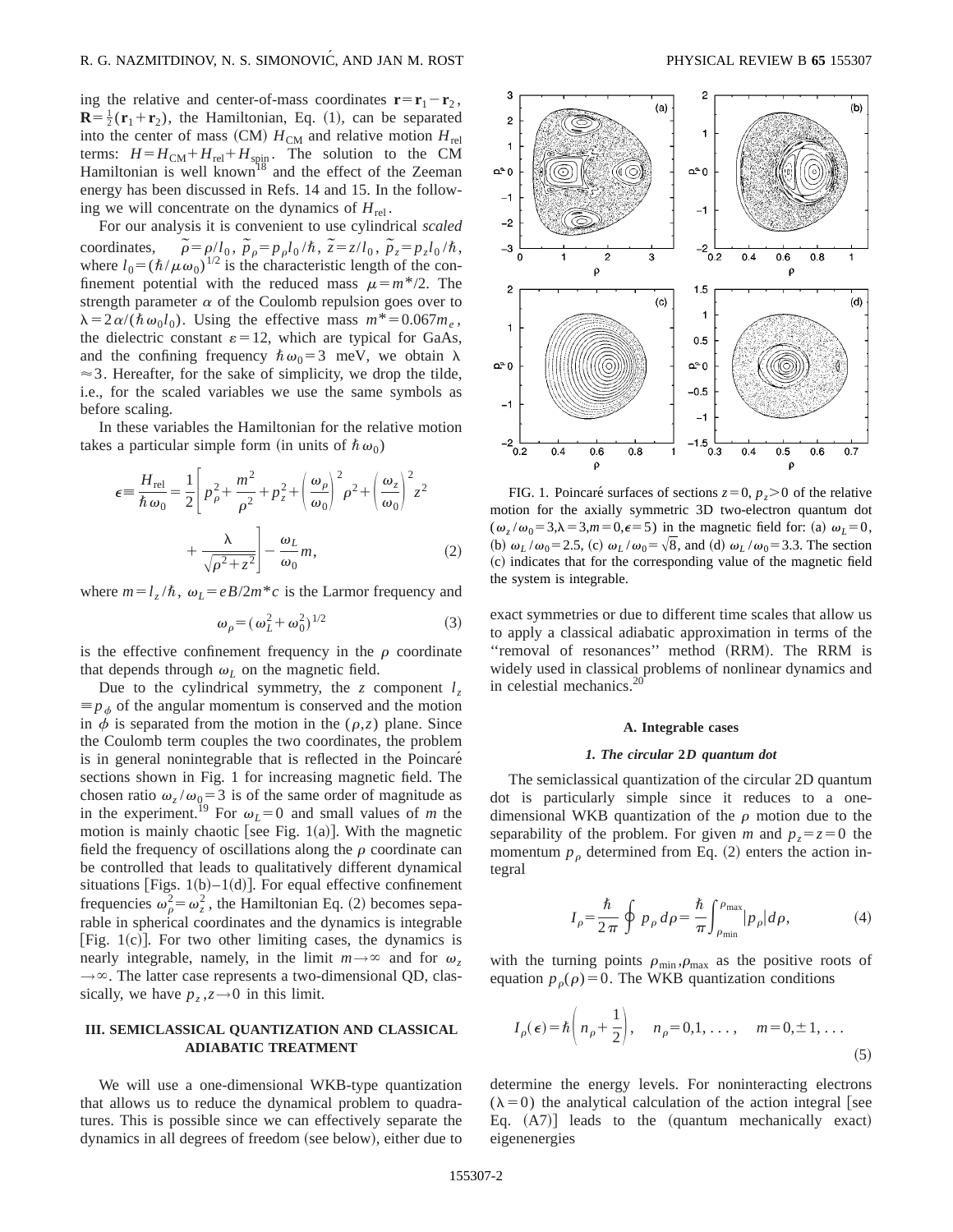ing the relative and center-of-mass coordinates $\mathbf{r}=\mathbf{r}_1-\mathbf{r}_2$, $\mathbf{R}=\frac{1}{2}(\mathbf{r}_1+\mathbf{r}_2)$, the Hamiltonian, Eq. (1), can be separated into the center of mass (CM) $H_{\mathrm{CM}}$ and relative motion $H_{\mathrm{rel}}$ terms: $H=H_{\mathrm{CM}}+H_{\mathrm{rel}}+H_{\mathrm{spin}}$. The solution to the CM Hamiltonian is well known[18] and the effect of the Zeeman energy has been discussed in Refs. 14 and 15. In the following we will concentrate on the dynamics of $H_{\mathrm{rel}}$.

For our analysis it is convenient to use cylindrical *scaled* coordinates, $\tilde{\rho}=\rho/l_0$, $\tilde{p}_\rho=p_\rho l_0/\hbar$, $\tilde{z}=z/l_0$, $\tilde{p}_z=p_z l_0/\hbar$, where $l_0=(\hbar/\mu\omega_0)^{1/2}$ is the characteristic length of the confinement potential with the reduced mass $\mu=m^*/2$. The strength parameter $\alpha$ of the Coulomb repulsion goes over to $\lambda=2\alpha/(\hbar\omega_0 l_0)$. Using the effective mass $m^*=0.067m_e$, the dielectric constant $\varepsilon=12$, which are typical for GaAs, and the confining frequency $\hbar\omega_0=3$ meV, we obtain $\lambda\approx 3$. Hereafter, for the sake of simplicity, we drop the tilde, i.e., for the scaled variables we use the same symbols as before scaling.

In these variables the Hamiltonian for the relative motion takes a particular simple form (in units of $\hbar\omega_0$)

$$\epsilon\equiv\frac{H_{\mathrm{rel}}}{\hbar\omega_0}=\frac{1}{2}\left[p_\rho^2+\frac{m^2}{\rho^2}+p_z^2+\left(\frac{\omega_\rho}{\omega_0}\right)^2\rho^2+\left(\frac{\omega_z}{\omega_0}\right)^2 z^2+\frac{\lambda}{\sqrt{\rho^2+z^2}}\right]-\frac{\omega_L}{\omega_0}m, \tag{2}$$

where $m=l_z/\hbar$, $\omega_L=eB/2m^*c$ is the Larmor frequency and

$$\omega_\rho=(\omega_L^2+\omega_0^2)^{1/2} \tag{3}$$

is the effective confinement frequency in the $\rho$ coordinate that depends through $\omega_L$ on the magnetic field.

Due to the cylindrical symmetry, the $z$ component $l_z\equiv p_\phi$ of the angular momentum is conserved and the motion in $\phi$ is separated from the motion in the $(\rho,z)$ plane. Since the Coulomb term couples the two coordinates, the problem is in general nonintegrable that is reflected in the Poincaré sections shown in Fig. 1 for increasing magnetic field. The chosen ratio $\omega_z/\omega_0=3$ is of the same order of magnitude as in the experiment.[19] For $\omega_L=0$ and small values of $m$ the motion is mainly chaotic [see Fig. 1(a)]. With the magnetic field the frequency of oscillations along the $\rho$ coordinate can be controlled that leads to qualitatively different dynamical situations [Figs. 1(b)–1(d)]. For equal effective confinement frequencies $\omega_\rho^2=\omega_z^2$, the Hamiltonian Eq. (2) becomes separable in spherical coordinates and the dynamics is integrable [Fig. 1(c)]. For two other limiting cases, the dynamics is nearly integrable, namely, in the limit $m\to\infty$ and for $\omega_z\to\infty$. The latter case represents a two-dimensional QD, classically, we have $p_z,z\to 0$ in this limit.

## III. SEMICLASSICAL QUANTIZATION AND CLASSICAL ADIABATIC TREATMENT

We will use a one-dimensional WKB-type quantization that allows us to reduce the dynamical problem to quadratures. This is possible since we can effectively separate the dynamics in all degrees of freedom (see below), either due to exact symmetries or due to different time scales that allow us to apply a classical adiabatic approximation in terms of the "removal of resonances" method (RRM). The RRM is widely used in classical problems of nonlinear dynamics and in celestial mechanics.[20]

FIG. 1. Poincaré surfaces of sections $z=0$, $p_z>0$ of the relative motion for the axially symmetric 3D two-electron quantum dot ($\omega_z/\omega_0=3,\lambda=3,m=0,\epsilon=5$) in the magnetic field for: (a) $\omega_L=0$, (b) $\omega_L/\omega_0=2.5$, (c) $\omega_L/\omega_0=\sqrt{8}$, and (d) $\omega_L/\omega_0=3.3$. The section (c) indicates that for the corresponding value of the magnetic field the system is integrable.

### A. Integrable cases

#### *1. The circular 2D quantum dot*

The semiclassical quantization of the circular 2D quantum dot is particularly simple since it reduces to a one-dimensional WKB quantization of the $\rho$ motion due to the separability of the problem. For given $m$ and $p_z=z=0$ the momentum $p_\rho$ determined from Eq. (2) enters the action integral

$$I_\rho=\frac{\hbar}{2\pi}\oint p_\rho\, d\rho=\frac{\hbar}{\pi}\int_{\rho_{\min}}^{\rho_{\max}}|p_\rho|d\rho, \tag{4}$$

with the turning points $\rho_{\min},\rho_{\max}$ as the positive roots of equation $p_\rho(\rho)=0$. The WKB quantization conditions

$$I_\rho(\epsilon)=\hbar\left(n_\rho+\frac{1}{2}\right),\quad n_\rho=0,1,\ldots,\quad m=0,\pm1,\ldots \tag{5}$$

determine the energy levels. For noninteracting electrons ($\lambda=0$) the analytical calculation of the action integral [see Eq. (A7)] leads to the (quantum mechanically exact) eigenenergies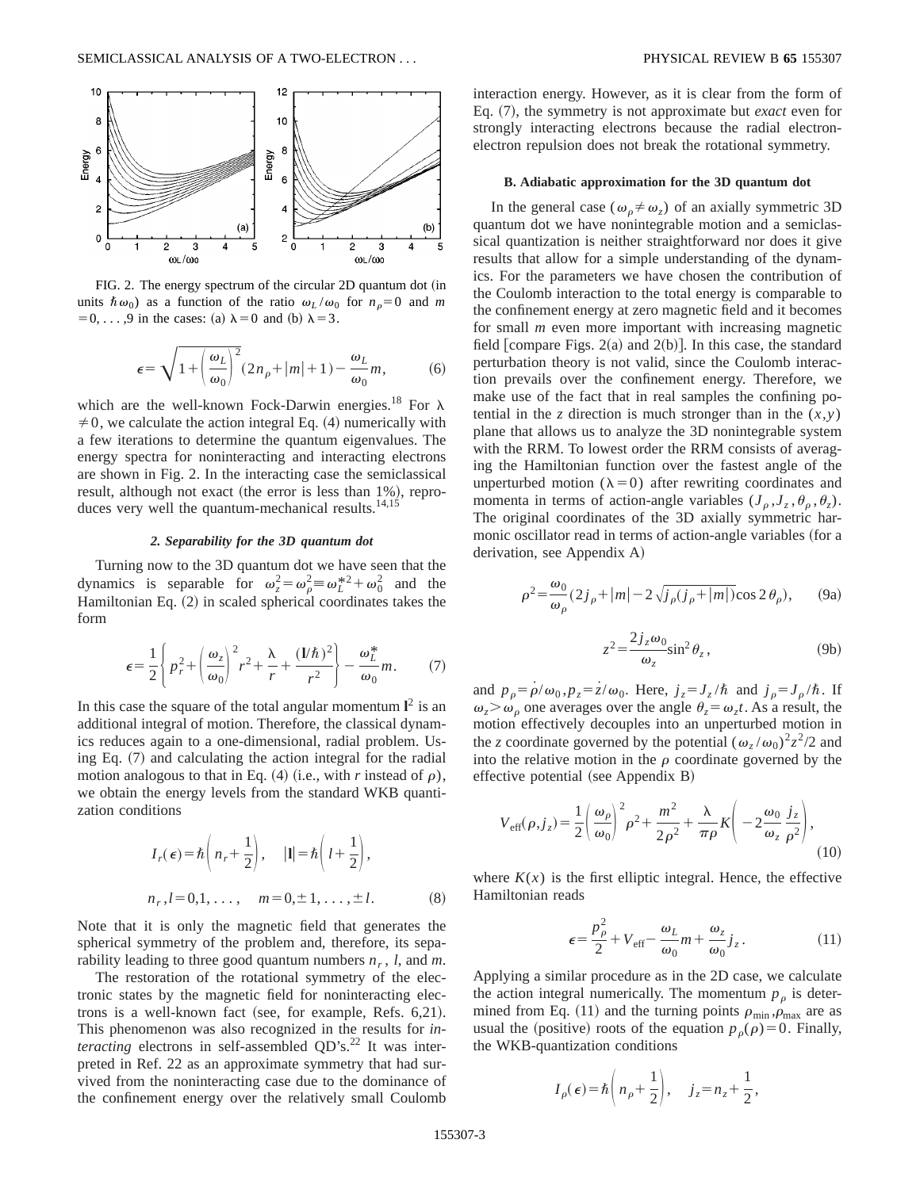10
8
6
4
2
0
Energy
0 1 2 3 4 5
$\omega_L/\omega_0$
(a)

12
10
8
6
4
2
Energy
0 1 2 3 4 5
$\omega_L/\omega_0$
(b)

FIG. 2. The energy spectrum of the circular 2D quantum dot (in units $\hbar\omega_0$) as a function of the ratio $\omega_L/\omega_0$ for $n_\rho=0$ and $m=0,\ldots,9$ in the cases: (a) $\lambda=0$ and (b) $\lambda=3$.

$$\epsilon=\sqrt{1+\left(\frac{\omega_L}{\omega_0}\right)^2}(2n_\rho+|m|+1)-\frac{\omega_L}{\omega_0}m, \tag{6}$$

which are the well-known Fock-Darwin energies.[18] For $\lambda\neq 0$, we calculate the action integral Eq. (4) numerically with a few iterations to determine the quantum eigenvalues. The energy spectra for noninteracting and interacting electrons are shown in Fig. 2. In the interacting case the semiclassical result, although not exact (the error is less than 1%), reproduces very well the quantum-mechanical results.[14,15]

#### 2. Separability for the 3D quantum dot

Turning now to the 3D quantum dot we have seen that the dynamics is separable for $\omega_z^2=\omega_\rho^2\equiv\omega_L^{*2}+\omega_0^2$ and the Hamiltonian Eq. (2) in scaled spherical coordinates takes the form

$$\epsilon=\frac{1}{2}\left\{p_r^2+\left(\frac{\omega_z}{\omega_0}\right)^2r^2+\frac{\lambda}{r}+\frac{(\mathbf{l}/\hbar)^2}{r^2}\right\}-\frac{\omega_L^*}{\omega_0}m. \tag{7}$$

In this case the square of the total angular momentum $\mathbf{l}^2$ is an additional integral of motion. Therefore, the classical dynamics reduces again to a one-dimensional, radial problem. Using Eq. (7) and calculating the action integral for the radial motion analogous to that in Eq. (4) (i.e., with $r$ instead of $\rho$), we obtain the energy levels from the standard WKB quantization conditions

$$I_r(\epsilon)=\hbar\left(n_r+\frac{1}{2}\right),\quad |\mathbf{l}|=\hbar\left(l+\frac{1}{2}\right),$$
$$n_r,l=0,1,\ldots,\quad m=0,\pm1,\ldots,\pm l. \tag{8}$$

Note that it is only the magnetic field that generates the spherical symmetry of the problem and, therefore, its separability leading to three good quantum numbers $n_r$, $l$, and $m$.

The restoration of the rotational symmetry of the electronic states by the magnetic field for noninteracting electrons is a well-known fact (see, for example, Refs. 6,21). This phenomenon was also recognized in the results for *interacting* electrons in self-assembled QD's.[22] It was interpreted in Ref. 22 as an approximate symmetry that had survived from the noninteracting case due to the dominance of the confinement energy over the relatively small Coulomb interaction energy. However, as it is clear from the form of Eq. (7), the symmetry is not approximate but *exact* even for strongly interacting electrons because the radial electron-electron repulsion does not break the rotational symmetry.

### B. Adiabatic approximation for the 3D quantum dot

In the general case ($\omega_\rho\neq\omega_z$) of an axially symmetric 3D quantum dot we have nonintegrable motion and a semiclassical quantization is neither straightforward nor does it give results that allow for a simple understanding of the dynamics. For the parameters we have chosen the contribution of the Coulomb interaction to the total energy is comparable to the confinement energy at zero magnetic field and it becomes for small $m$ even more important with increasing magnetic field [compare Figs. 2(a) and 2(b)]. In this case, the standard perturbation theory is not valid, since the Coulomb interaction prevails over the confinement energy. Therefore, we make use of the fact that in real samples the confining potential in the $z$ direction is much stronger than in the $(x,y)$ plane that allows us to analyze the 3D nonintegrable system with the RRM. To lowest order the RRM consists of averaging the Hamiltonian function over the fastest angle of the unperturbed motion ($\lambda=0$) after rewriting coordinates and momenta in terms of action-angle variables $(J_\rho,J_z,\theta_\rho,\theta_z)$. The original coordinates of the 3D axially symmetric harmonic oscillator read in terms of action-angle variables (for a derivation, see Appendix A)

$$\rho^2=\frac{\omega_0}{\omega_\rho}(2j_\rho+|m|-2\sqrt{j_\rho(j_\rho+|m|)}\cos 2\theta_\rho), \tag{9a}$$

$$z^2=\frac{2j_z\omega_0}{\omega_z}\sin^2\theta_z, \tag{9b}$$

and $p_\rho=\dot{\rho}/\omega_0, p_z=\dot{z}/\omega_0$. Here, $j_z=J_z/\hbar$ and $j_\rho=J_\rho/\hbar$. If $\omega_z>\omega_\rho$ one averages over the angle $\theta_z=\omega_z t$. As a result, the motion effectively decouples into an unperturbed motion in the $z$ coordinate governed by the potential $(\omega_z/\omega_0)^2z^2/2$ and into the relative motion in the $\rho$ coordinate governed by the effective potential (see Appendix B)

$$V_{\rm eff}(\rho,j_z)=\frac{1}{2}\left(\frac{\omega_\rho}{\omega_0}\right)^2\rho^2+\frac{m^2}{2\rho^2}+\frac{\lambda}{\pi\rho}K\left(-2\frac{\omega_0}{\omega_z}\frac{j_z}{\rho^2}\right), \tag{10}$$

where $K(x)$ is the first elliptic integral. Hence, the effective Hamiltonian reads

$$\epsilon=\frac{p_\rho^2}{2}+V_{\rm eff}-\frac{\omega_L}{\omega_0}m+\frac{\omega_z}{\omega_0}j_z. \tag{11}$$

Applying a similar procedure as in the 2D case, we calculate the action integral numerically. The momentum $p_\rho$ is determined from Eq. (11) and the turning points $\rho_{\rm min},\rho_{\rm max}$ are as usual the (positive) roots of the equation $p_\rho(\rho)=0$. Finally, the WKB-quantization conditions

$$I_\rho(\epsilon)=\hbar\left(n_\rho+\frac{1}{2}\right),\quad j_z=n_z+\frac{1}{2},$$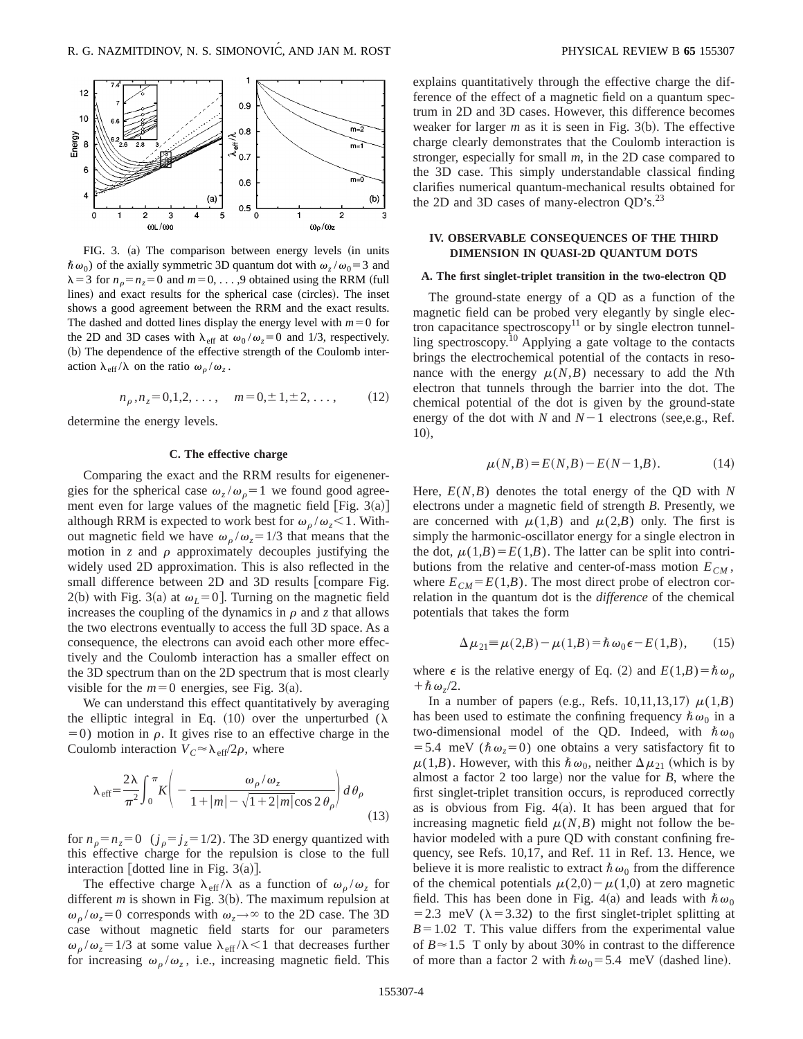Energy

12

10

8

6

4

7.4

7

6.6

6.2

2.6 2.8 3

(a)

0 1 2 3 4 5

$\omega_L/\omega_0$

1

0.9

0.8

0.7

0.6

0.5

$\lambda_{eff}/\lambda$

m=2

m=1

m=0

(b)

0 1 2 3

$\omega_\rho/\omega_z$

FIG. 3. (a) The comparison between energy levels (in units $\hbar\omega_0$) of the axially symmetric 3D quantum dot with $\omega_z/\omega_0=3$ and $\lambda=3$ for $n_\rho=n_z=0$ and $m=0,\ldots,9$ obtained using the RRM (full lines) and exact results for the spherical case (circles). The inset shows a good agreement between the RRM and the exact results. The dashed and dotted lines display the energy level with $m=0$ for the 2D and 3D cases with $\lambda_{\mathrm{eff}}$ at $\omega_0/\omega_z=0$ and 1/3, respectively. (b) The dependence of the effective strength of the Coulomb interaction $\lambda_{\mathrm{eff}}/\lambda$ on the ratio $\omega_\rho/\omega_z$.

$$n_\rho, n_z = 0,1,2,\ldots, \quad m=0,\pm 1,\pm 2,\ldots, \tag{12}$$

determine the energy levels.

### C. The effective charge

Comparing the exact and the RRM results for eigenenergies for the spherical case $\omega_z/\omega_\rho=1$ we found good agreement even for large values of the magnetic field [Fig. 3(a)] although RRM is expected to work best for $\omega_\rho/\omega_z<1$. Without magnetic field we have $\omega_\rho/\omega_z=1/3$ that means that the motion in $z$ and $\rho$ approximately decouples justifying the widely used 2D approximation. This is also reflected in the small difference between 2D and 3D results [compare Fig. 2(b) with Fig. 3(a) at $\omega_L=0$]. Turning on the magnetic field increases the coupling of the dynamics in $\rho$ and $z$ that allows the two electrons eventually to access the full 3D space. As a consequence, the electrons can avoid each other more effectively and the Coulomb interaction has a smaller effect on the 3D spectrum than on the 2D spectrum that is most clearly visible for the $m=0$ energies, see Fig. 3(a).

We can understand this effect quantitatively by averaging the elliptic integral in Eq. (10) over the unperturbed ($\lambda=0$) motion in $\rho$. It gives rise to an effective charge in the Coulomb interaction $V_C\approx\lambda_{\mathrm{eff}}/2\rho$, where

$$\lambda_{\mathrm{eff}}=\frac{2\lambda}{\pi^2}\int_0^\pi K\left(-\frac{\omega_\rho/\omega_z}{1+|m|-\sqrt{1+2|m|}\cos 2\theta_\rho}\right)d\theta_\rho \tag{13}$$

for $n_\rho=n_z=0$ ($j_\rho=j_z=1/2$). The 3D energy quantized with this effective charge for the repulsion is close to the full interaction [dotted line in Fig. 3(a)].

The effective charge $\lambda_{\mathrm{eff}}/\lambda$ as a function of $\omega_\rho/\omega_z$ for different $m$ is shown in Fig. 3(b). The maximum repulsion at $\omega_\rho/\omega_z=0$ corresponds with $\omega_z\to\infty$ to the 2D case. The 3D case without magnetic field starts for our parameters $\omega_\rho/\omega_z=1/3$ at some value $\lambda_{\mathrm{eff}}/\lambda<1$ that decreases further for increasing $\omega_\rho/\omega_z$, i.e., increasing magnetic field. This explains quantitatively through the effective charge the difference of the effect of a magnetic field on a quantum spectrum in 2D and 3D cases. However, this difference becomes weaker for larger $m$ as it is seen in Fig. 3(b). The effective charge clearly demonstrates that the Coulomb interaction is stronger, especially for small $m$, in the 2D case compared to the 3D case. This simply understandable classical finding clarifies numerical quantum-mechanical results obtained for the 2D and 3D cases of many-electron QD's.[23]

## IV. OBSERVABLE CONSEQUENCES OF THE THIRD DIMENSION IN QUASI-2D QUANTUM DOTS

### A. The first singlet-triplet transition in the two-electron QD

The ground-state energy of a QD as a function of the magnetic field can be probed very elegantly by single electron capacitance spectroscopy[11] or by single electron tunnelling spectroscopy.[10] Applying a gate voltage to the contacts brings the electrochemical potential of the contacts in resonance with the energy $\mu(N,B)$ necessary to add the $N$th electron that tunnels through the barrier into the dot. The chemical potential of the dot is given by the ground-state energy of the dot with $N$ and $N-1$ electrons (see,e.g., Ref. 10),

$$\mu(N,B)=E(N,B)-E(N-1,B). \tag{14}$$

Here, $E(N,B)$ denotes the total energy of the QD with $N$ electrons under a magnetic field of strength $B$. Presently, we are concerned with $\mu(1,B)$ and $\mu(2,B)$ only. The first is simply the harmonic-oscillator energy for a single electron in the dot, $\mu(1,B)=E(1,B)$. The latter can be split into contributions from the relative and center-of-mass motion $E_{CM}$, where $E_{CM}=E(1,B)$. The most direct probe of electron correlation in the quantum dot is the *difference* of the chemical potentials that takes the form

$$\Delta\mu_{21}\equiv\mu(2,B)-\mu(1,B)=\hbar\omega_0\epsilon-E(1,B), \tag{15}$$

where $\epsilon$ is the relative energy of Eq. (2) and $E(1,B)=\hbar\omega_\rho+\hbar\omega_z/2$.

In a number of papers (e.g., Refs. 10,11,13,17) $\mu(1,B)$ has been used to estimate the confining frequency $\hbar\omega_0$ in a two-dimensional model of the QD. Indeed, with $\hbar\omega_0=5.4$ meV ($\hbar\omega_z=0$) one obtains a very satisfactory fit to $\mu(1,B)$. However, with this $\hbar\omega_0$, neither $\Delta\mu_{21}$ (which is by almost a factor 2 too large) nor the value for $B$, where the first singlet-triplet transition occurs, is reproduced correctly as is obvious from Fig. 4(a). It has been argued that for increasing magnetic field $\mu(N,B)$ might not follow the behavior modeled with a pure QD with constant confining frequency, see Refs. 10,17, and Ref. 11 in Ref. 13. Hence, we believe it is more realistic to extract $\hbar\omega_0$ from the difference of the chemical potentials $\mu(2,0)-\mu(1,0)$ at zero magnetic field. This has been done in Fig. 4(a) and leads with $\hbar\omega_0=2.3$ meV ($\lambda=3.32$) to the first singlet-triplet splitting at $B=1.02$ T. This value differs from the experimental value of $B\approx1.5$ T only by about 30% in contrast to the difference of more than a factor 2 with $\hbar\omega_0=5.4$ meV (dashed line).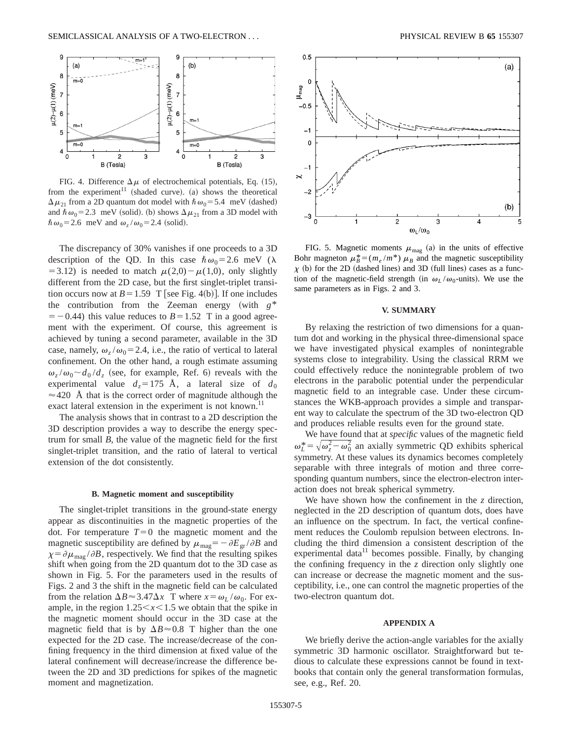(a)

m=1

m=0

m=1

m=0

μ(2)−μ(1) (meV)

B (Tesla)

(b)

m=1

m=0

μ(2)−μ(1) (meV)

B (Tesla)

FIG. 4. Difference $\Delta\mu$ of electrochemical potentials, Eq. (15), from the experiment[11] (shaded curve). (a) shows the theoretical $\Delta\mu_{21}$ from a 2D quantum dot model with $\hbar\omega_0 = 5.4$ meV (dashed) and $\hbar\omega_0 = 2.3$ meV (solid). (b) shows $\Delta\mu_{21}$ from a 3D model with $\hbar\omega_0 = 2.6$ meV and $\omega_z/\omega_0 = 2.4$ (solid).

The discrepancy of 30% vanishes if one proceeds to a 3D description of the QD. In this case $\hbar\omega_0 = 2.6$ meV ($\lambda = 3.12$) is needed to match $\mu(2,0) - \mu(1,0)$, only slightly different from the 2D case, but the first singlet-triplet transition occurs now at $B = 1.59$ T [see Fig. 4(b)]. If one includes the contribution from the Zeeman energy (with $g^* = -0.44$) this value reduces to $B = 1.52$ T in a good agreement with the experiment. Of course, this agreement is achieved by tuning a second parameter, available in the 3D case, namely, $\omega_z/\omega_0 = 2.4$, i.e., the ratio of vertical to lateral confinement. On the other hand, a rough estimate assuming $\omega_z/\omega_0 \sim d_0/d_z$ (see, for example, Ref. 6) reveals with the experimental value $d_z = 175$ Å, a lateral size of $d_0 \approx 420$ Å that is the correct order of magnitude although the exact lateral extension in the experiment is not known.[11]

The analysis shows that in contrast to a 2D description the 3D description provides a way to describe the energy spectrum for small $B$, the value of the magnetic field for the first singlet-triplet transition, and the ratio of lateral to vertical extension of the dot consistently.

### B. Magnetic moment and susceptibility

The singlet-triplet transitions in the ground-state energy appear as discontinuities in the magnetic properties of the dot. For temperature $T = 0$ the magnetic moment and the magnetic susceptibility are defined by $\mu_{\rm mag} = -\partial E_{\rm gr}/\partial B$ and $\chi = \partial\mu_{\rm mag}/\partial B$, respectively. We find that the resulting spikes shift when going from the 2D quantum dot to the 3D case as shown in Fig. 5. For the parameters used in the results of Figs. 2 and 3 the shift in the magnetic field can be calculated from the relation $\Delta B \approx 3.47\Delta x$ T where $x = \omega_L/\omega_0$. For example, in the region $1.25 < x < 1.5$ we obtain that the spike in the magnetic moment should occur in the 3D case at the magnetic field that is by $\Delta B \approx 0.8$ T higher than the one expected for the 2D case. The increase/decrease of the confining frequency in the third dimension at fixed value of the lateral confinement will decrease/increase the difference between the 2D and 3D predictions for spikes of the magnetic moment and magnetization.

(a)

$\mu_{\rm mag}$

$\chi$

(b)

$\omega_L/\omega_0$

FIG. 5. Magnetic moments $\mu_{\rm mag}$ (a) in the units of effective Bohr magneton $\mu_B^* = (m_e/m^*)\,\mu_B$ and the magnetic susceptibility $\chi$ (b) for the 2D (dashed lines) and 3D (full lines) cases as a function of the magnetic-field strength (in $\omega_L/\omega_0$-units). We use the same parameters as in Figs. 2 and 3.

## V. SUMMARY

By relaxing the restriction of two dimensions for a quantum dot and working in the physical three-dimensional space we have investigated physical examples of nonintegrable systems close to integrability. Using the classical RRM we could effectively reduce the nonintegrable problem of two electrons in the parabolic potential under the perpendicular magnetic field to an integrable case. Under these circumstances the WKB-approach provides a simple and transparent way to calculate the spectrum of the 3D two-electron QD and produces reliable results even for the ground state.

We have found that at *specific* values of the magnetic field $\omega_L^* = \sqrt{\omega_z^2 - \omega_0^2}$ an axially symmetric QD exhibits spherical symmetry. At these values its dynamics becomes completely separable with three integrals of motion and three corresponding quantum numbers, since the electron-electron interaction does not break spherical symmetry.

We have shown how the confinement in the $z$ direction, neglected in the 2D description of quantum dots, does have an influence on the spectrum. In fact, the vertical confinement reduces the Coulomb repulsion between electrons. Including the third dimension a consistent description of the experimental data[11] becomes possible. Finally, by changing the confining frequency in the $z$ direction only slightly one can increase or decrease the magnetic moment and the susceptibility, i.e., one can control the magnetic properties of the two-electron quantum dot.

## APPENDIX A

We briefly derive the action-angle variables for the axially symmetric 3D harmonic oscillator. Straightforward but tedious to calculate these expressions cannot be found in textbooks that contain only the general transformation formulas, see, e.g., Ref. 20.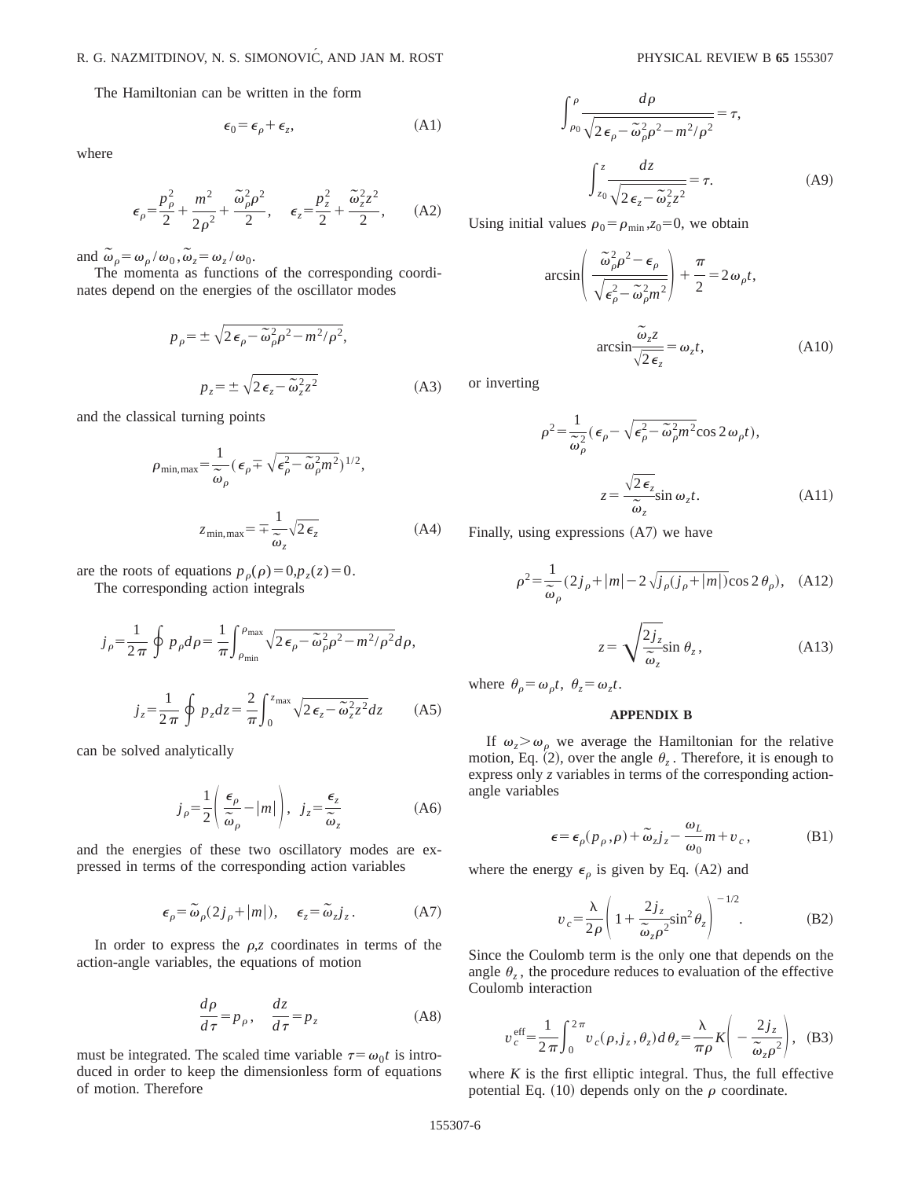The Hamiltonian can be written in the form

$$\epsilon_0 = \epsilon_\rho + \epsilon_z, \tag{A1}$$

where

$$\epsilon_\rho = \frac{p_\rho^2}{2} + \frac{m^2}{2\rho^2} + \frac{\tilde{\omega}_\rho^2 \rho^2}{2}, \quad \epsilon_z = \frac{p_z^2}{2} + \frac{\tilde{\omega}_z^2 z^2}{2}, \tag{A2}$$

and $\tilde{\omega}_\rho = \omega_\rho/\omega_0, \tilde{\omega}_z = \omega_z/\omega_0$.

The momenta as functions of the corresponding coordinates depend on the energies of the oscillator modes

$$p_\rho = \pm\sqrt{2\epsilon_\rho - \tilde{\omega}_\rho^2 \rho^2 - m^2/\rho^2},$$

$$p_z = \pm\sqrt{2\epsilon_z - \tilde{\omega}_z^2 z^2} \tag{A3}$$

and the classical turning points

$$\rho_{\min,\max} = \frac{1}{\tilde{\omega}_\rho}(\epsilon_\rho \mp \sqrt{\epsilon_\rho^2 - \tilde{\omega}_\rho^2 m^2})^{1/2},$$

$$z_{\min,\max} = \mp \frac{1}{\tilde{\omega}_z}\sqrt{2\epsilon_z} \tag{A4}$$

are the roots of equations $p_\rho(\rho)=0, p_z(z)=0$.

The corresponding action integrals

$$j_\rho = \frac{1}{2\pi}\oint p_\rho d\rho = \frac{1}{\pi}\int_{\rho_{\min}}^{\rho_{\max}} \sqrt{2\epsilon_\rho - \tilde{\omega}_\rho^2\rho^2 - m^2/\rho^2}\, d\rho,$$

$$j_z = \frac{1}{2\pi}\oint p_z dz = \frac{2}{\pi}\int_0^{z_{\max}} \sqrt{2\epsilon_z - \tilde{\omega}_z^2 z^2}\, dz \tag{A5}$$

can be solved analytically

$$j_\rho = \frac{1}{2}\left(\frac{\epsilon_\rho}{\tilde{\omega}_\rho} - |m|\right), \quad j_z = \frac{\epsilon_z}{\tilde{\omega}_z} \tag{A6}$$

and the energies of these two oscillatory modes are expressed in terms of the corresponding action variables

$$\epsilon_\rho = \tilde{\omega}_\rho(2j_\rho + |m|), \quad \epsilon_z = \tilde{\omega}_z j_z. \tag{A7}$$

In order to express the $\rho,z$ coordinates in terms of the action-angle variables, the equations of motion

$$\frac{d\rho}{d\tau} = p_\rho, \quad \frac{dz}{d\tau} = p_z \tag{A8}$$

must be integrated. The scaled time variable $\tau = \omega_0 t$ is introduced in order to keep the dimensionless form of equations of motion. Therefore

$$\int_{\rho_0}^{\rho} \frac{d\rho}{\sqrt{2\epsilon_\rho - \tilde{\omega}_\rho^2\rho^2 - m^2/\rho^2}} = \tau,$$

$$\int_{z_0}^{z} \frac{dz}{\sqrt{2\epsilon_z - \tilde{\omega}_z^2 z^2}} = \tau. \tag{A9}$$

Using initial values $\rho_0 = \rho_{\min}, z_0 = 0$, we obtain

$$\arcsin\left(\frac{\tilde{\omega}_\rho^2\rho^2 - \epsilon_\rho}{\sqrt{\epsilon_\rho^2 - \tilde{\omega}_\rho^2 m^2}}\right) + \frac{\pi}{2} = 2\omega_\rho t,$$

$$\arcsin\frac{\tilde{\omega}_z z}{\sqrt{2\epsilon_z}} = \omega_z t, \tag{A10}$$

or inverting

$$\rho^2 = \frac{1}{\tilde{\omega}_\rho^2}(\epsilon_\rho - \sqrt{\epsilon_\rho^2 - \tilde{\omega}_\rho^2 m^2}\cos 2\omega_\rho t),$$

$$z = \frac{\sqrt{2\epsilon_z}}{\tilde{\omega}_z}\sin\omega_z t. \tag{A11}$$

Finally, using expressions (A7) we have

$$\rho^2 = \frac{1}{\tilde{\omega}_\rho}(2j_\rho + |m| - 2\sqrt{j_\rho(j_\rho + |m|)}\cos 2\theta_\rho), \tag{A12}$$

$$z = \sqrt{\frac{2j_z}{\tilde{\omega}_z}}\sin\theta_z, \tag{A13}$$

where $\theta_\rho = \omega_\rho t,\ \theta_z = \omega_z t$.

## APPENDIX B

If $\omega_z > \omega_\rho$ we average the Hamiltonian for the relative motion, Eq. (2), over the angle $\theta_z$. Therefore, it is enough to express only $z$ variables in terms of the corresponding action-angle variables

$$\epsilon = \epsilon_\rho(p_\rho,\rho) + \tilde{\omega}_z j_z - \frac{\omega_L}{\omega_0}m + v_c, \tag{B1}$$

where the energy $\epsilon_\rho$ is given by Eq. (A2) and

$$v_c = \frac{\lambda}{2\rho}\left(1 + \frac{2j_z}{\tilde{\omega}_z\rho^2}\sin^2\theta_z\right)^{-1/2}. \tag{B2}$$

Since the Coulomb term is the only one that depends on the angle $\theta_z$, the procedure reduces to evaluation of the effective Coulomb interaction

$$v_c^{\rm eff} = \frac{1}{2\pi}\int_0^{2\pi} v_c(\rho, j_z, \theta_z)\, d\theta_z = \frac{\lambda}{\pi\rho}K\left(-\frac{2j_z}{\tilde{\omega}_z\rho^2}\right), \tag{B3}$$

where $K$ is the first elliptic integral. Thus, the full effective potential Eq. (10) depends only on the $\rho$ coordinate.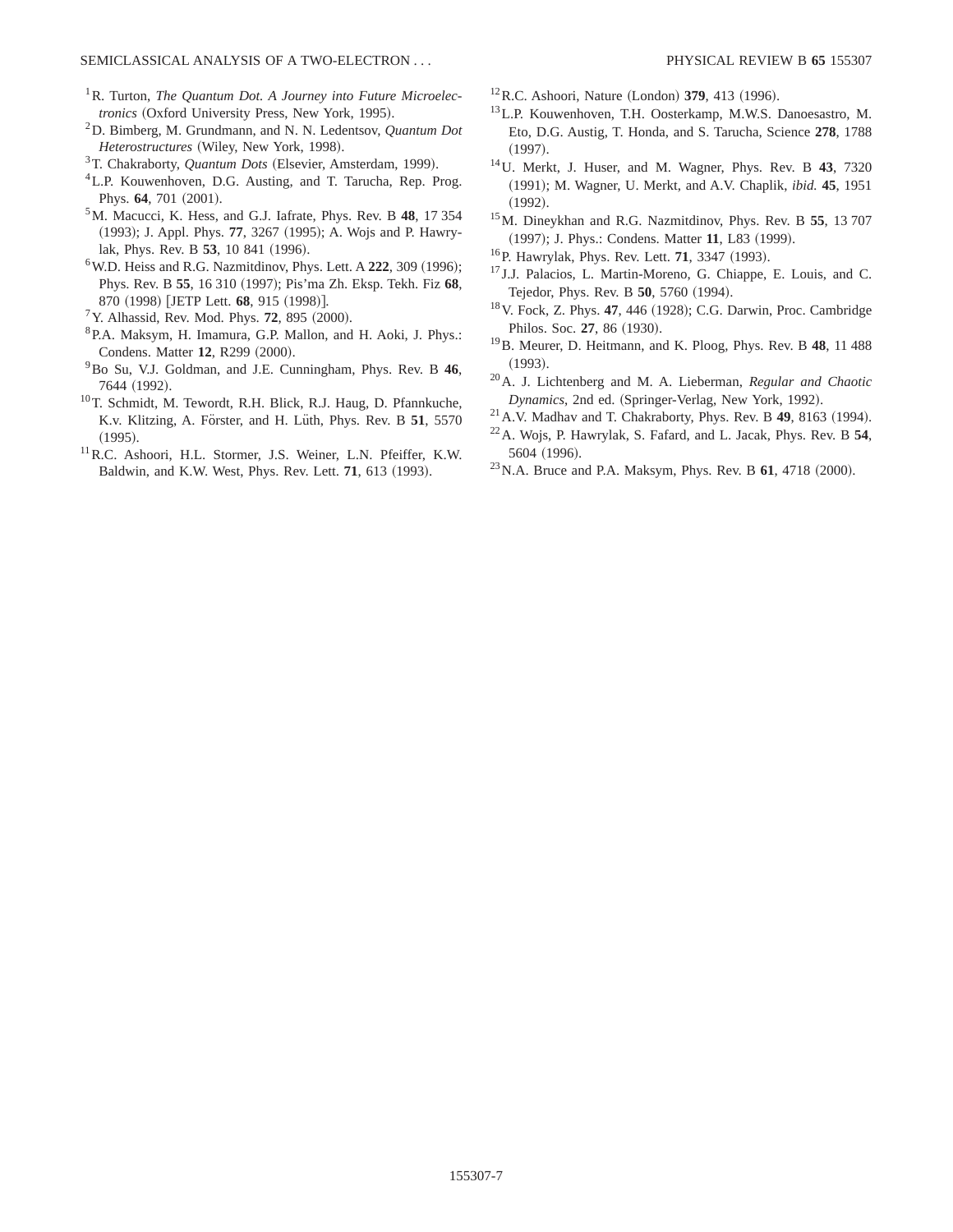[1] R. Turton, *The Quantum Dot. A Journey into Future Microelectronics* (Oxford University Press, New York, 1995).

[2] D. Bimberg, M. Grundmann, and N. N. Ledentsov, *Quantum Dot Heterostructures* (Wiley, New York, 1998).

[3] T. Chakraborty, *Quantum Dots* (Elsevier, Amsterdam, 1999).

[4] L.P. Kouwenhoven, D.G. Austing, and T. Tarucha, Rep. Prog. Phys. **64**, 701 (2001).

[5] M. Macucci, K. Hess, and G.J. Iafrate, Phys. Rev. B **48**, 17 354 (1993); J. Appl. Phys. **77**, 3267 (1995); A. Wojs and P. Hawrylak, Phys. Rev. B **53**, 10 841 (1996).

[6] W.D. Heiss and R.G. Nazmitdinov, Phys. Lett. A **222**, 309 (1996); Phys. Rev. B **55**, 16 310 (1997); Pis'ma Zh. Eksp. Tekh. Fiz **68**, 870 (1998) [JETP Lett. **68**, 915 (1998)].

[7] Y. Alhassid, Rev. Mod. Phys. **72**, 895 (2000).

[8] P.A. Maksym, H. Imamura, G.P. Mallon, and H. Aoki, J. Phys.: Condens. Matter **12**, R299 (2000).

[9] Bo Su, V.J. Goldman, and J.E. Cunningham, Phys. Rev. B **46**, 7644 (1992).

[10] T. Schmidt, M. Tewordt, R.H. Blick, R.J. Haug, D. Pfannkuche, K.v. Klitzing, A. Förster, and H. Lüth, Phys. Rev. B **51**, 5570 (1995).

[11] R.C. Ashoori, H.L. Stormer, J.S. Weiner, L.N. Pfeiffer, K.W. Baldwin, and K.W. West, Phys. Rev. Lett. **71**, 613 (1993).

[12] R.C. Ashoori, Nature (London) **379**, 413 (1996).

[13] L.P. Kouwenhoven, T.H. Oosterkamp, M.W.S. Danoesastro, M. Eto, D.G. Austig, T. Honda, and S. Tarucha, Science **278**, 1788 (1997).

[14] U. Merkt, J. Huser, and M. Wagner, Phys. Rev. B **43**, 7320 (1991); M. Wagner, U. Merkt, and A.V. Chaplik, *ibid.* **45**, 1951 (1992).

[15] M. Dineykhan and R.G. Nazmitdinov, Phys. Rev. B **55**, 13 707 (1997); J. Phys.: Condens. Matter **11**, L83 (1999).

[16] P. Hawrylak, Phys. Rev. Lett. **71**, 3347 (1993).

[17] J.J. Palacios, L. Martin-Moreno, G. Chiappe, E. Louis, and C. Tejedor, Phys. Rev. B **50**, 5760 (1994).

[18] V. Fock, Z. Phys. **47**, 446 (1928); C.G. Darwin, Proc. Cambridge Philos. Soc. **27**, 86 (1930).

[19] B. Meurer, D. Heitmann, and K. Ploog, Phys. Rev. B **48**, 11 488 (1993).

[20] A. J. Lichtenberg and M. A. Lieberman, *Regular and Chaotic Dynamics*, 2nd ed. (Springer-Verlag, New York, 1992).

[21] A.V. Madhav and T. Chakraborty, Phys. Rev. B **49**, 8163 (1994).

[22] A. Wojs, P. Hawrylak, S. Fafard, and L. Jacak, Phys. Rev. B **54**, 5604 (1996).

[23] N.A. Bruce and P.A. Maksym, Phys. Rev. B **61**, 4718 (2000).